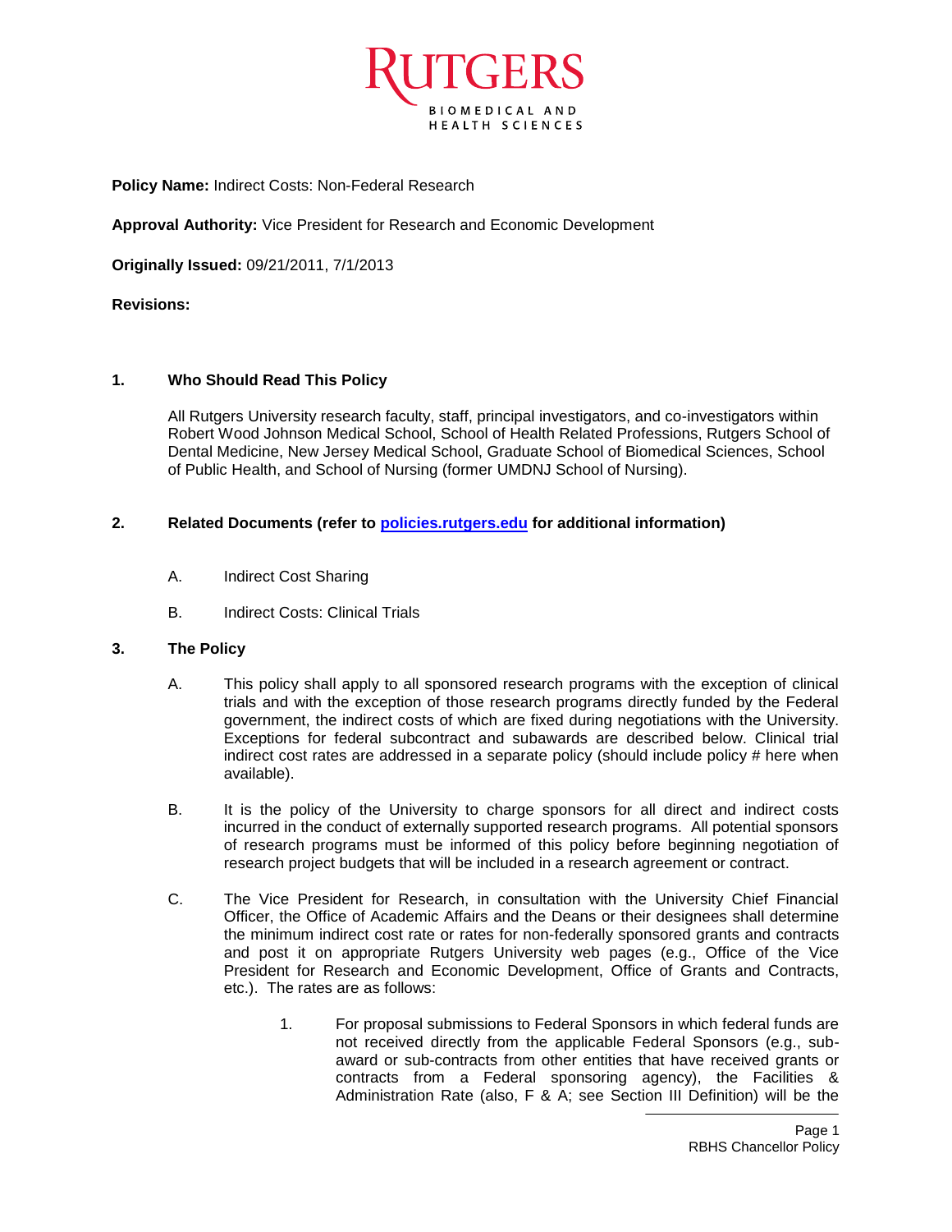**Policy Name:** Indirect Costs: Non-Federal Research

**Approval Authority:** Vice President for Research and Economic Development

**Originally Issued:** 09/21/2011, 7/1/2013

**Revisions:**

## 1. Who Should Read This Policy

All Rutgers University research faculty, staff, principal investigators, and co-investigators within Robert Wood Johnson Medical School, School of Health Related Professions, Rutgers School of Dental Medicine, New Jersey Medical School, Graduate School of Biomedical Sciences, School of Public Health, and School of Nursing (former UMDNJ School of Nursing).

## 2. Related Documents (refer to [policies.rutgers.edu](policies.rutgers.edu) for additional information)

A. Indirect Cost Sharing

B. Indirect Costs: Clinical Trials

## 3. The Policy

A. This policy shall apply to all sponsored research programs with the exception of clinical trials and with the exception of those research programs directly funded by the Federal government, the indirect costs of which are fixed during negotiations with the University. Exceptions for federal subcontract and subawards are described below. Clinical trial indirect cost rates are addressed in a separate policy (should include policy # here when available).

B. It is the policy of the University to charge sponsors for all direct and indirect costs incurred in the conduct of externally supported research programs. All potential sponsors of research programs must be informed of this policy before beginning negotiation of research project budgets that will be included in a research agreement or contract.

C. The Vice President for Research, in consultation with the University Chief Financial Officer, the Office of Academic Affairs and the Deans or their designees shall determine the minimum indirect cost rate or rates for non-federally sponsored grants and contracts and post it on appropriate Rutgers University web pages (e.g., Office of the Vice President for Research and Economic Development, Office of Grants and Contracts, etc.). The rates are as follows:

1. For proposal submissions to Federal Sponsors in which federal funds are not received directly from the applicable Federal Sponsors (e.g., sub-award or sub-contracts from other entities that have received grants or contracts from a Federal sponsoring agency), the Facilities & Administration Rate (also, F & A; see Section III Definition) will be the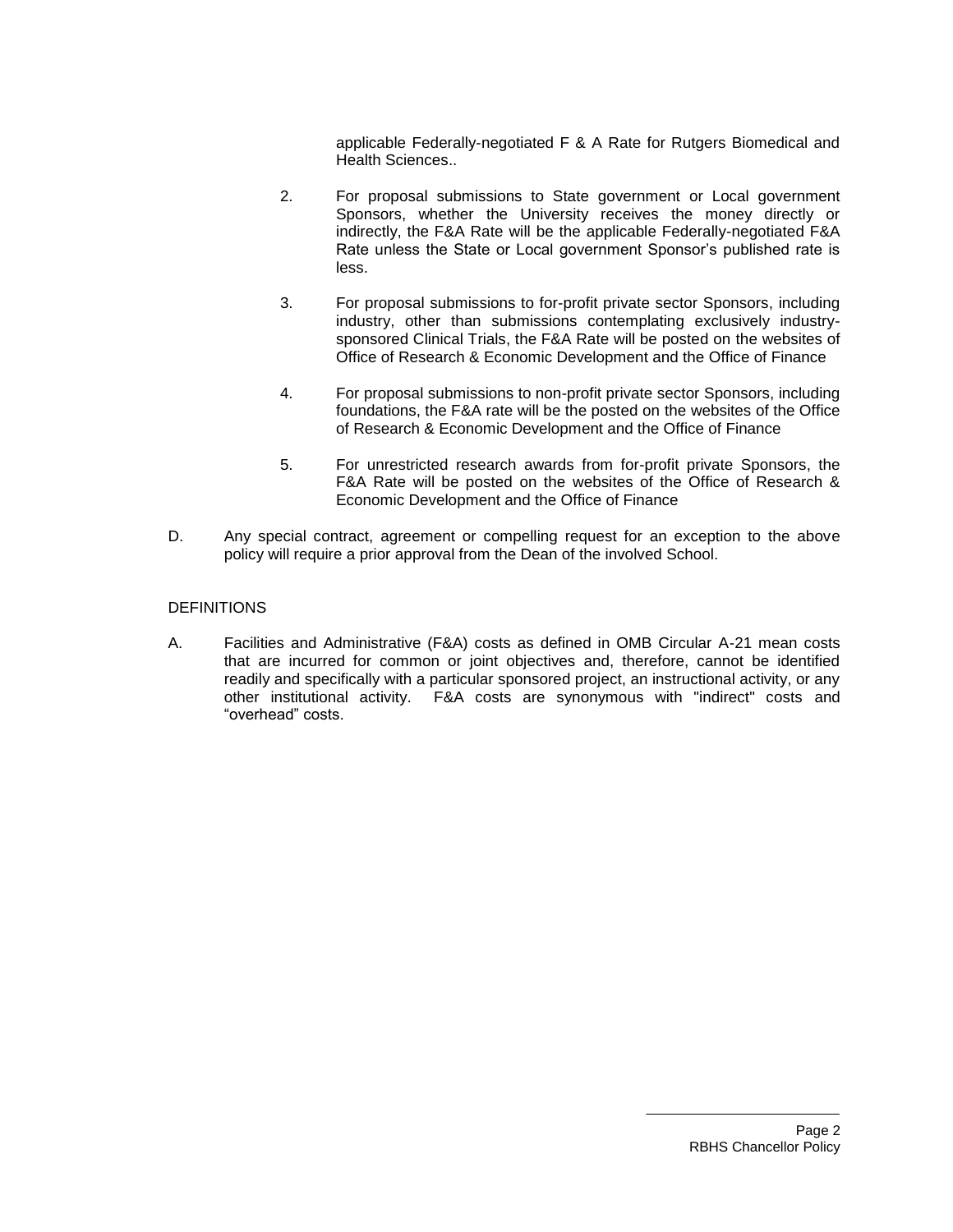applicable Federally-negotiated F & A Rate for Rutgers Biomedical and Health Sciences..

2. For proposal submissions to State government or Local government Sponsors, whether the University receives the money directly or indirectly, the F&A Rate will be the applicable Federally-negotiated F&A Rate unless the State or Local government Sponsor's published rate is less.

3. For proposal submissions to for-profit private sector Sponsors, including industry, other than submissions contemplating exclusively industry-sponsored Clinical Trials, the F&A Rate will be posted on the websites of Office of Research & Economic Development and the Office of Finance

4. For proposal submissions to non-profit private sector Sponsors, including foundations, the F&A rate will be the posted on the websites of the Office of Research & Economic Development and the Office of Finance

5. For unrestricted research awards from for-profit private Sponsors, the F&A Rate will be posted on the websites of the Office of Research & Economic Development and the Office of Finance

D. Any special contract, agreement or compelling request for an exception to the above policy will require a prior approval from the Dean of the involved School.

DEFINITIONS

A. Facilities and Administrative (F&A) costs as defined in OMB Circular A-21 mean costs that are incurred for common or joint objectives and, therefore, cannot be identified readily and specifically with a particular sponsored project, an instructional activity, or any other institutional activity. F&A costs are synonymous with "indirect" costs and "overhead" costs.